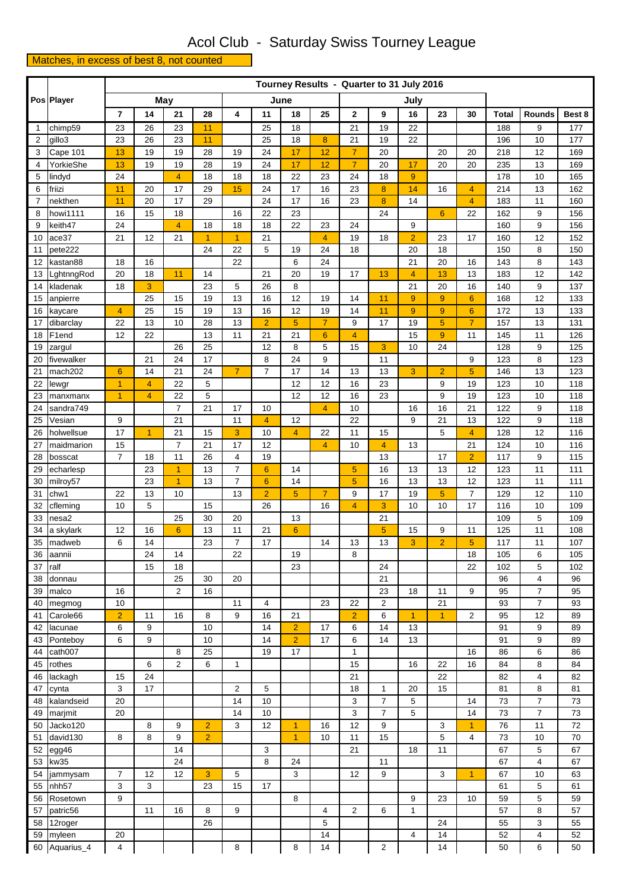# Acol Club - Saturday Swiss Tourney League

Matches, in excess of best 8, not counted

| Pos | Player | Tourney Results - Quarter to 31 July 2016 | | | | | | | | | | | | | | | |
|---|---|---|---|---|---|---|---|---|---|---|---|---|---|---|---|---|---|
| | | May | | | | June | | | | July | | | | | | | |
| | | 7 | 14 | 21 | 28 | 4 | 11 | 18 | 25 | 2 | 9 | 16 | 23 | 30 | Total | Rounds | Best 8 |
| 1 | chimp59 | 23 | 26 | 23 | 11 | | 25 | 18 | | 21 | 19 | 22 | | | 188 | 9 | 177 |
| 2 | gillo3 | 23 | 26 | 23 | 11 | | 25 | 18 | 8 | 21 | 19 | 22 | | | 196 | 10 | 177 |
| 3 | Cape 101 | 13 | 19 | 19 | 28 | 19 | 24 | 17 | 12 | 7 | 20 | | 20 | 20 | 218 | 12 | 169 |
| 4 | YorkieShe | 13 | 19 | 19 | 28 | 19 | 24 | 17 | 12 | 7 | 20 | 17 | 20 | 20 | 235 | 13 | 169 |
| 5 | lindyd | 24 | | 4 | 18 | 18 | 18 | 22 | 23 | 24 | 18 | 9 | | | 178 | 10 | 165 |
| 6 | friizi | 11 | 20 | 17 | 29 | 15 | 24 | 17 | 16 | 23 | 8 | 14 | 16 | 4 | 214 | 13 | 162 |
| 7 | nekthen | 11 | 20 | 17 | 29 | | 24 | 17 | 16 | 23 | 8 | 14 | | 4 | 183 | 11 | 160 |
| 8 | howi1111 | 16 | 15 | 18 | | 16 | 22 | 23 | | | 24 | | 6 | 22 | 162 | 9 | 156 |
| 9 | keith47 | 24 | | 4 | 18 | 18 | 18 | 22 | 23 | 24 | | 9 | | | 160 | 9 | 156 |
| 10 | ace37 | 21 | 12 | 21 | 1 | 1 | 21 | | 4 | 19 | 18 | 2 | 23 | 17 | 160 | 12 | 152 |
| 11 | pete222 | | | | 24 | 22 | 5 | 19 | 24 | 18 | | 20 | 18 | | 150 | 8 | 150 |
| 12 | kastan88 | 18 | 16 | | | 22 | | 6 | 24 | | | 21 | 20 | 16 | 143 | 8 | 143 |
| 13 | LghtnngRod | 20 | 18 | 11 | 14 | | 21 | 20 | 19 | 17 | 13 | 4 | 13 | 13 | 183 | 12 | 142 |
| 14 | kladenak | 18 | 3 | | 23 | 5 | 26 | 8 | | | | 21 | 20 | 16 | 140 | 9 | 137 |
| 15 | anpierre | | 25 | 15 | 19 | 13 | 16 | 12 | 19 | 14 | 11 | 9 | 9 | 6 | 168 | 12 | 133 |
| 16 | kaycare | 4 | 25 | 15 | 19 | 13 | 16 | 12 | 19 | 14 | 11 | 9 | 9 | 6 | 172 | 13 | 133 |
| 17 | dibarclay | 22 | 13 | 10 | 28 | 13 | 2 | 5 | 7 | 9 | 17 | 19 | 5 | 7 | 157 | 13 | 131 |
| 18 | F1end | 12 | 22 | | 13 | 11 | 21 | 21 | 6 | 4 | | 15 | 9 | 11 | 145 | 11 | 126 |
| 19 | zargul | | | 26 | 25 | | 12 | 8 | 5 | 15 | 3 | 10 | 24 | | 128 | 9 | 125 |
| 20 | fivewalker | | 21 | 24 | 17 | | 8 | 24 | 9 | | 11 | | | 9 | 123 | 8 | 123 |
| 21 | mach202 | 6 | 14 | 21 | 24 | 7 | 7 | 17 | 14 | 13 | 13 | 3 | 2 | 5 | 146 | 13 | 123 |
| 22 | lewgr | 1 | 4 | 22 | 5 | | | 12 | 12 | 16 | 23 | | 9 | 19 | 123 | 10 | 118 |
| 23 | manxmanx | 1 | 4 | 22 | 5 | | | 12 | 12 | 16 | 23 | | 9 | 19 | 123 | 10 | 118 |
| 24 | sandra749 | | | 7 | 21 | 17 | 10 | | 4 | 10 | | 16 | 16 | 21 | 122 | 9 | 118 |
| 25 | Vesian | 9 | | 21 | | 11 | 4 | 12 | | 22 | | 9 | 21 | 13 | 122 | 9 | 118 |
| 26 | holwellsue | 17 | 1 | 21 | 15 | 3 | 10 | 4 | 22 | 11 | 15 | | 5 | 4 | 128 | 12 | 116 |
| 27 | maidmarion | 15 | | 7 | 21 | 17 | 12 | | 4 | 10 | 4 | 13 | | 21 | 124 | 10 | 116 |
| 28 | bosscat | 7 | 18 | 11 | 26 | 4 | 19 | | | | 13 | | 17 | 2 | 117 | 9 | 115 |
| 29 | echarlesp | | 23 | 1 | 13 | 7 | 6 | 14 | | 5 | 16 | 13 | 13 | 12 | 123 | 11 | 111 |
| 30 | milroy57 | | 23 | 1 | 13 | 7 | 6 | 14 | | 5 | 16 | 13 | 13 | 12 | 123 | 11 | 111 |
| 31 | chw1 | 22 | 13 | 10 | | 13 | 2 | 5 | 7 | 9 | 17 | 19 | 5 | 7 | 129 | 12 | 110 |
| 32 | cfleming | 10 | 5 | | 15 | | 26 | | 16 | 4 | 3 | 10 | 10 | 17 | 116 | 10 | 109 |
| 33 | nesa2 | | | 25 | 30 | 20 | | 13 | | | 21 | | | | 109 | 5 | 109 |
| 34 | a skylark | 12 | 16 | 6 | 13 | 11 | 21 | 6 | | | 5 | 15 | 9 | 11 | 125 | 11 | 108 |
| 35 | madweb | 6 | 14 | | 23 | 7 | 17 | | 14 | 13 | 13 | 3 | 2 | 5 | 117 | 11 | 107 |
| 36 | aannii | | 24 | 14 | | 22 | | 19 | | 8 | | | | 18 | 105 | 6 | 105 |
| 37 | ralf | | 15 | 18 | | | | 23 | | | 24 | | | 22 | 102 | 5 | 102 |
| 38 | donnau | | | 25 | 30 | 20 | | | | | 21 | | | | 96 | 4 | 96 |
| 39 | malco | 16 | | 2 | 16 | | | | | | 23 | 18 | 11 | 9 | 95 | 7 | 95 |
| 40 | megmog | 10 | | | | 11 | 4 | | 23 | 22 | 2 | | 21 | | 93 | 7 | 93 |
| 41 | Carole66 | 2 | 11 | 16 | 8 | 9 | 16 | 21 | | 2 | 6 | 1 | 1 | 2 | 95 | 12 | 89 |
| 42 | lacunae | 6 | 9 | | 10 | | 14 | 2 | 17 | 6 | 14 | 13 | | | 91 | 9 | 89 |
| 43 | Ponteboy | 6 | 9 | | 10 | | 14 | 2 | 17 | 6 | 14 | 13 | | | 91 | 9 | 89 |
| 44 | cath007 | | | 8 | 25 | | 19 | 17 | | 1 | | | | 16 | 86 | 6 | 86 |
| 45 | rothes | | 6 | 2 | 6 | 1 | | | | 15 | | 16 | 22 | 16 | 84 | 8 | 84 |
| 46 | lackagh | 15 | 24 | | | | | | | 21 | | | 22 | | 82 | 4 | 82 |
| 47 | cynta | 3 | 17 | | | 2 | 5 | | | 18 | 1 | 20 | 15 | | 81 | 8 | 81 |
| 48 | kalandseid | 20 | | | | 14 | 10 | | | 3 | 7 | 5 | | 14 | 73 | 7 | 73 |
| 49 | marjmit | 20 | | | | 14 | 10 | | | 3 | 7 | 5 | | 14 | 73 | 7 | 73 |
| 50 | Jacko120 | | 8 | 9 | 2 | 3 | 12 | 1 | 16 | 12 | 9 | | 3 | 1 | 76 | 11 | 72 |
| 51 | david130 | 8 | 8 | 9 | 2 | | | 1 | 10 | 11 | 15 | | 5 | 4 | 73 | 10 | 70 |
| 52 | egg46 | | | 14 | | | 3 | | | 21 | | 18 | 11 | | 67 | 5 | 67 |
| 53 | kw35 | | | 24 | | | 8 | 24 | | | 11 | | | | 67 | 4 | 67 |
| 54 | jammysam | 7 | 12 | 12 | 3 | 5 | | 3 | | 12 | 9 | | 3 | 1 | 67 | 10 | 63 |
| 55 | nhh57 | 3 | 3 | | 23 | 15 | 17 | | | | | | | | 61 | 5 | 61 |
| 56 | Rosetown | 9 | | | | | | 8 | | | | 9 | 23 | 10 | 59 | 5 | 59 |
| 57 | patric56 | | 11 | 16 | 8 | 9 | | | 4 | 2 | 6 | 1 | | | 57 | 8 | 57 |
| 58 | 12roger | | | | 26 | | | | 5 | | | | 24 | | 55 | 3 | 55 |
| 59 | myleen | 20 | | | | | | | 14 | | | 4 | 14 | | 52 | 4 | 52 |
| 60 | Aquarius_4 | 4 | | | | 8 | | 8 | 14 | | 2 | | 14 | | 50 | 6 | 50 |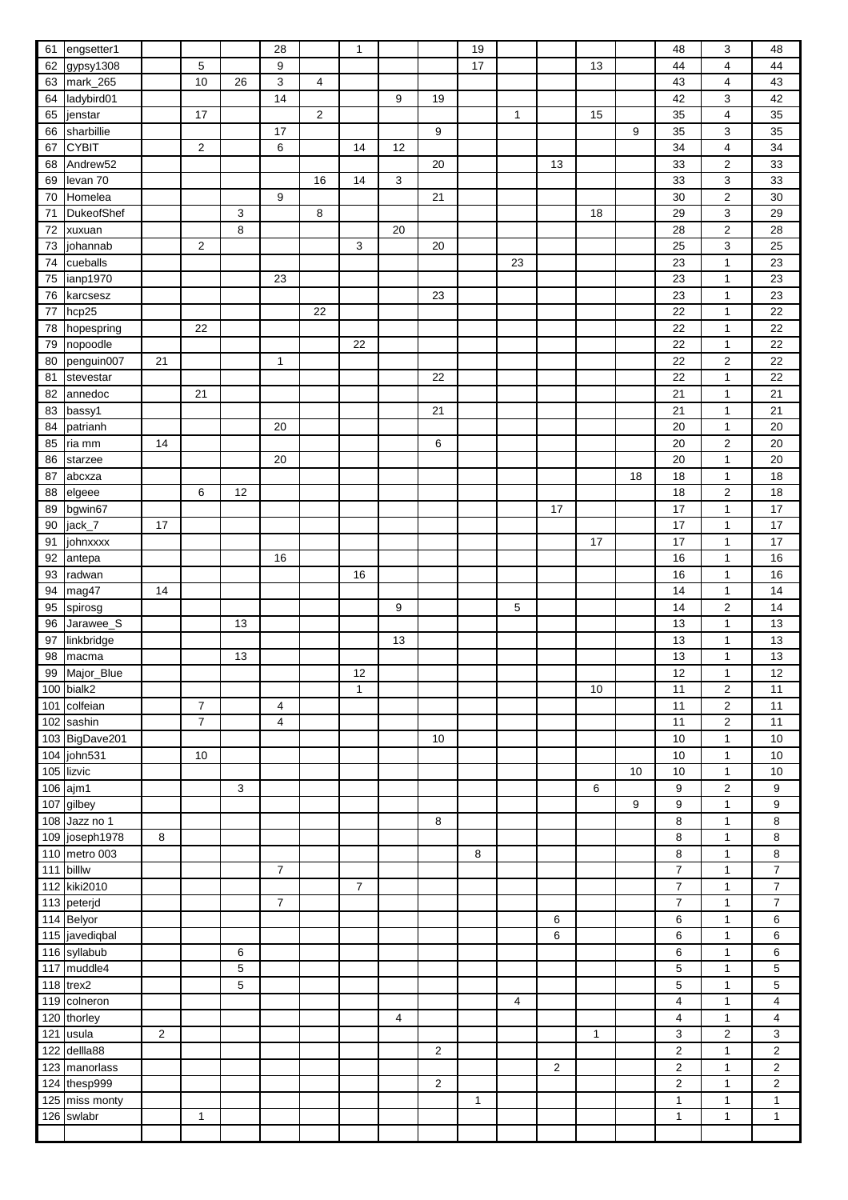| | | | | | | | | | | | | | | | | | |
|---|---|---|---|---|---|---|---|---|---|---|---|---|---|---|---|---|---|
| 61 | engsetter1 | | | | 28 | | 1 | | | 19 | | | | | 48 | 3 | 48 |
| 62 | gypsy1308 | | 5 | | 9 | | | | | 17 | | | 13 | | 44 | 4 | 44 |
| 63 | mark_265 | | 10 | 26 | 3 | 4 | | | | | | | | | 43 | 4 | 43 |
| 64 | ladybird01 | | | | 14 | | | 9 | 19 | | | | | | 42 | 3 | 42 |
| 65 | jenstar | | 17 | | | 2 | | | | | 1 | | 15 | | 35 | 4 | 35 |
| 66 | sharbillie | | | | 17 | | | | 9 | | | | | 9 | 35 | 3 | 35 |
| 67 | CYBIT | | 2 | | 6 | | 14 | 12 | | | | | | | 34 | 4 | 34 |
| 68 | Andrew52 | | | | | | | | 20 | | | 13 | | | 33 | 2 | 33 |
| 69 | levan 70 | | | | | 16 | 14 | 3 | | | | | | | 33 | 3 | 33 |
| 70 | Homelea | | | | 9 | | | | 21 | | | | | | 30 | 2 | 30 |
| 71 | DukeofShef | | | 3 | | 8 | | | | | | | 18 | | 29 | 3 | 29 |
| 72 | xuxuan | | | 8 | | | | 20 | | | | | | | 28 | 2 | 28 |
| 73 | johannab | | 2 | | | | 3 | | 20 | | | | | | 25 | 3 | 25 |
| 74 | cueballs | | | | | | | | | | 23 | | | | 23 | 1 | 23 |
| 75 | ianp1970 | | | | 23 | | | | | | | | | | 23 | 1 | 23 |
| 76 | karcsesz | | | | | | | | 23 | | | | | | 23 | 1 | 23 |
| 77 | hcp25 | | | | | 22 | | | | | | | | | 22 | 1 | 22 |
| 78 | hopespring | | 22 | | | | | | | | | | | | 22 | 1 | 22 |
| 79 | nopoodle | | | | | | 22 | | | | | | | | 22 | 1 | 22 |
| 80 | penguin007 | 21 | | | 1 | | | | | | | | | | 22 | 2 | 22 |
| 81 | stevestar | | | | | | | | 22 | | | | | | 22 | 1 | 22 |
| 82 | annedoc | | 21 | | | | | | | | | | | | 21 | 1 | 21 |
| 83 | bassy1 | | | | | | | | 21 | | | | | | 21 | 1 | 21 |
| 84 | patrianh | | | | 20 | | | | | | | | | | 20 | 1 | 20 |
| 85 | ria mm | 14 | | | | | | | 6 | | | | | | 20 | 2 | 20 |
| 86 | starzee | | | | 20 | | | | | | | | | | 20 | 1 | 20 |
| 87 | abcxza | | | | | | | | | | | | | 18 | 18 | 1 | 18 |
| 88 | elgeee | | 6 | 12 | | | | | | | | | | | 18 | 2 | 18 |
| 89 | bgwin67 | | | | | | | | | | | 17 | | | 17 | 1 | 17 |
| 90 | jack_7 | 17 | | | | | | | | | | | | | 17 | 1 | 17 |
| 91 | johnxxxx | | | | | | | | | | | | 17 | | 17 | 1 | 17 |
| 92 | antepa | | | | 16 | | | | | | | | | | 16 | 1 | 16 |
| 93 | radwan | | | | | | 16 | | | | | | | | 16 | 1 | 16 |
| 94 | mag47 | 14 | | | | | | | | | | | | | 14 | 1 | 14 |
| 95 | spirosg | | | | | | | 9 | | | 5 | | | | 14 | 2 | 14 |
| 96 | Jarawee_S | | | 13 | | | | | | | | | | | 13 | 1 | 13 |
| 97 | linkbridge | | | | | | | 13 | | | | | | | 13 | 1 | 13 |
| 98 | macma | | | 13 | | | | | | | | | | | 13 | 1 | 13 |
| 99 | Major_Blue | | | | | | 12 | | | | | | | | 12 | 1 | 12 |
| 100 | bialk2 | | | | | | 1 | | | | | | 10 | | 11 | 2 | 11 |
| 101 | colfeian | | 7 | | 4 | | | | | | | | | | 11 | 2 | 11 |
| 102 | sashin | | 7 | | 4 | | | | | | | | | | 11 | 2 | 11 |
| 103 | BigDave201 | | | | | | | | 10 | | | | | | 10 | 1 | 10 |
| 104 | john531 | | 10 | | | | | | | | | | | | 10 | 1 | 10 |
| 105 | lizvic | | | | | | | | | | | | | 10 | 10 | 1 | 10 |
| 106 | ajm1 | | | 3 | | | | | | | | | 6 | | 9 | 2 | 9 |
| 107 | gilbey | | | | | | | | | | | | | 9 | 9 | 1 | 9 |
| 108 | Jazz no 1 | | | | | | | | 8 | | | | | | 8 | 1 | 8 |
| 109 | joseph1978 | 8 | | | | | | | | | | | | | 8 | 1 | 8 |
| 110 | metro 003 | | | | | | | | | 8 | | | | | 8 | 1 | 8 |
| 111 | billlw | | | | 7 | | | | | | | | | | 7 | 1 | 7 |
| 112 | kiki2010 | | | | | | 7 | | | | | | | | 7 | 1 | 7 |
| 113 | peterjd | | | | 7 | | | | | | | | | | 7 | 1 | 7 |
| 114 | Belyor | | | | | | | | | | | 6 | | | 6 | 1 | 6 |
| 115 | javediqbal | | | | | | | | | | | 6 | | | 6 | 1 | 6 |
| 116 | syllabub | | | 6 | | | | | | | | | | | 6 | 1 | 6 |
| 117 | muddle4 | | | 5 | | | | | | | | | | | 5 | 1 | 5 |
| 118 | trex2 | | | 5 | | | | | | | | | | | 5 | 1 | 5 |
| 119 | colneron | | | | | | | | | | 4 | | | | 4 | 1 | 4 |
| 120 | thorley | | | | | | | 4 | | | | | | | 4 | 1 | 4 |
| 121 | usula | 2 | | | | | | | | | | | 1 | | 3 | 2 | 3 |
| 122 | dellla88 | | | | | | | | 2 | | | | | | 2 | 1 | 2 |
| 123 | manorlass | | | | | | | | | | | 2 | | | 2 | 1 | 2 |
| 124 | thesp999 | | | | | | | | 2 | | | | | | 2 | 1 | 2 |
| 125 | miss monty | | | | | | | | | 1 | | | | | 1 | 1 | 1 |
| 126 | swlabr | | 1 | | | | | | | | | | | | 1 | 1 | 1 |